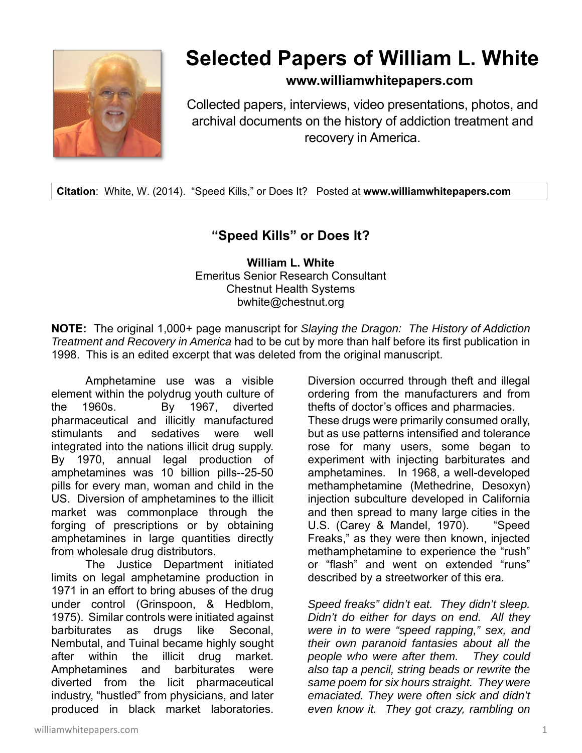# Selected Papers of William L. White

**www.williamwhitepapers.com**

Collected papers, interviews, video presentations, photos, and archival documents on the history of addiction treatment and recovery in America.

**Citation**: White, W. (2014). "Speed Kills," or Does It? Posted at **www.williamwhitepapers.com**

## "Speed Kills" or Does It?

**William L. White**
Emeritus Senior Research Consultant
Chestnut Health Systems
bwhite@chestnut.org

**NOTE:** The original 1,000+ page manuscript for *Slaying the Dragon: The History of Addiction Treatment and Recovery in America* had to be cut by more than half before its first publication in 1998. This is an edited excerpt that was deleted from the original manuscript.

Amphetamine use was a visible element within the polydrug youth culture of the 1960s. By 1967, diverted pharmaceutical and illicitly manufactured stimulants and sedatives were well integrated into the nations illicit drug supply. By 1970, annual legal production of amphetamines was 10 billion pills--25-50 pills for every man, woman and child in the US. Diversion of amphetamines to the illicit market was commonplace through the forging of prescriptions or by obtaining amphetamines in large quantities directly from wholesale drug distributors.

The Justice Department initiated limits on legal amphetamine production in 1971 in an effort to bring abuses of the drug under control (Grinspoon, & Hedblom, 1975). Similar controls were initiated against barbiturates as drugs like Seconal, Nembutal, and Tuinal became highly sought after within the illicit drug market. Amphetamines and barbiturates were diverted from the licit pharmaceutical industry, "hustled" from physicians, and later produced in black market laboratories. Diversion occurred through theft and illegal ordering from the manufacturers and from thefts of doctor's offices and pharmacies. These drugs were primarily consumed orally, but as use patterns intensified and tolerance rose for many users, some began to experiment with injecting barbiturates and amphetamines. In 1968, a well-developed methamphetamine (Methedrine, Desoxyn) injection subculture developed in California and then spread to many large cities in the U.S. (Carey & Mandel, 1970). "Speed Freaks," as they were then known, injected methamphetamine to experience the "rush" or "flash" and went on extended "runs" described by a streetworker of this era.

*Speed freaks" didn't eat. They didn't sleep. Didn't do either for days on end. All they were in to were "speed rapping," sex, and their own paranoid fantasies about all the people who were after them. They could also tap a pencil, string beads or rewrite the same poem for six hours straight. They were emaciated. They were often sick and didn't even know it. They got crazy, rambling on*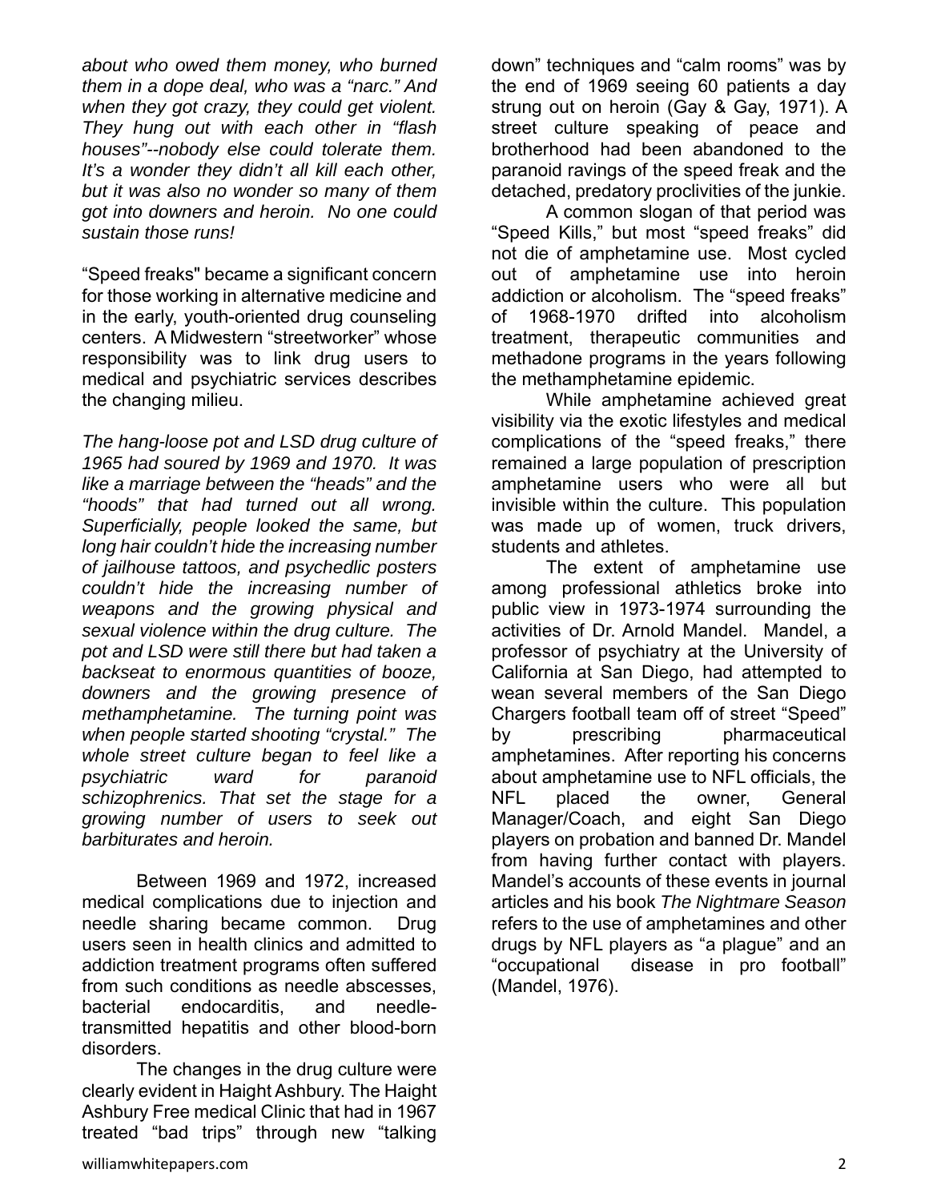*about who owed them money, who burned them in a dope deal, who was a "narc." And when they got crazy, they could get violent. They hung out with each other in "flash houses"--nobody else could tolerate them. It's a wonder they didn't all kill each other, but it was also no wonder so many of them got into downers and heroin. No one could sustain those runs!*

"Speed freaks" became a significant concern for those working in alternative medicine and in the early, youth-oriented drug counseling centers. A Midwestern "streetworker" whose responsibility was to link drug users to medical and psychiatric services describes the changing milieu.

*The hang-loose pot and LSD drug culture of 1965 had soured by 1969 and 1970. It was like a marriage between the "heads" and the "hoods" that had turned out all wrong. Superficially, people looked the same, but long hair couldn't hide the increasing number of jailhouse tattoos, and psychedlic posters couldn't hide the increasing number of weapons and the growing physical and sexual violence within the drug culture. The pot and LSD were still there but had taken a backseat to enormous quantities of booze, downers and the growing presence of methamphetamine. The turning point was when people started shooting "crystal." The whole street culture began to feel like a psychiatric ward for paranoid schizophrenics. That set the stage for a growing number of users to seek out barbiturates and heroin.*

Between 1969 and 1972, increased medical complications due to injection and needle sharing became common. Drug users seen in health clinics and admitted to addiction treatment programs often suffered from such conditions as needle abscesses, bacterial endocarditis, and needle-transmitted hepatitis and other blood-born disorders.

The changes in the drug culture were clearly evident in Haight Ashbury. The Haight Ashbury Free medical Clinic that had in 1967 treated "bad trips" through new "talking down" techniques and "calm rooms" was by the end of 1969 seeing 60 patients a day strung out on heroin (Gay & Gay, 1971). A street culture speaking of peace and brotherhood had been abandoned to the paranoid ravings of the speed freak and the detached, predatory proclivities of the junkie.

A common slogan of that period was "Speed Kills," but most "speed freaks" did not die of amphetamine use. Most cycled out of amphetamine use into heroin addiction or alcoholism. The "speed freaks" of 1968-1970 drifted into alcoholism treatment, therapeutic communities and methadone programs in the years following the methamphetamine epidemic.

While amphetamine achieved great visibility via the exotic lifestyles and medical complications of the "speed freaks," there remained a large population of prescription amphetamine users who were all but invisible within the culture. This population was made up of women, truck drivers, students and athletes.

The extent of amphetamine use among professional athletics broke into public view in 1973-1974 surrounding the activities of Dr. Arnold Mandel. Mandel, a professor of psychiatry at the University of California at San Diego, had attempted to wean several members of the San Diego Chargers football team off of street "Speed" by prescribing pharmaceutical amphetamines. After reporting his concerns about amphetamine use to NFL officials, the NFL placed the owner, General Manager/Coach, and eight San Diego players on probation and banned Dr. Mandel from having further contact with players. Mandel's accounts of these events in journal articles and his book *The Nightmare Season* refers to the use of amphetamines and other drugs by NFL players as "a plague" and an "occupational disease in pro football" (Mandel, 1976).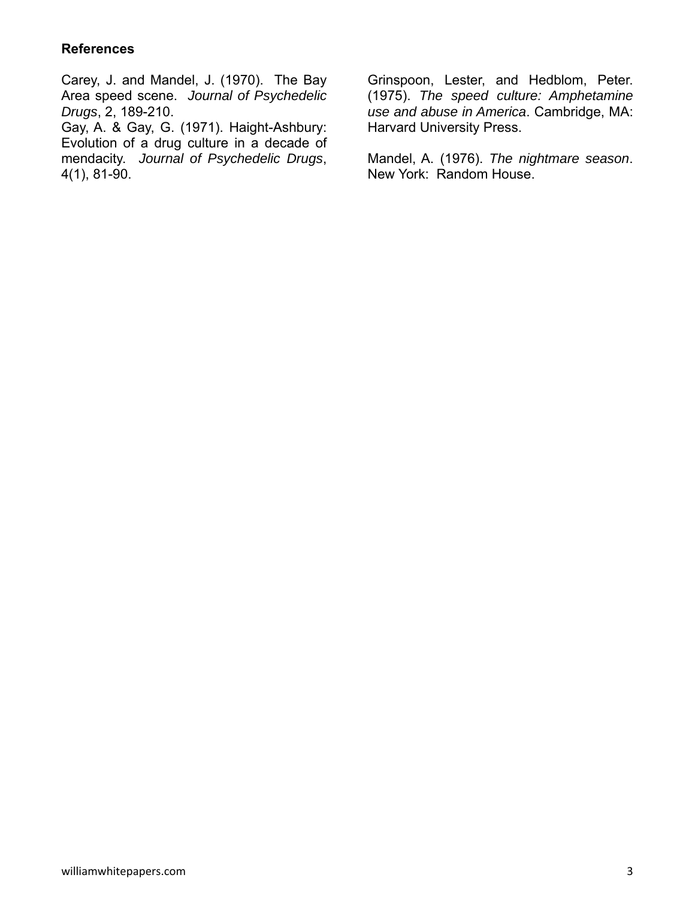**References**

Carey, J. and Mandel, J. (1970). The Bay Area speed scene. *Journal of Psychedelic Drugs*, 2, 189-210.

Gay, A. & Gay, G. (1971). Haight-Ashbury: Evolution of a drug culture in a decade of mendacity. *Journal of Psychedelic Drugs*, 4(1), 81-90.

Grinspoon, Lester, and Hedblom, Peter. (1975). *The speed culture: Amphetamine use and abuse in America*. Cambridge, MA: Harvard University Press.

Mandel, A. (1976). *The nightmare season*. New York: Random House.